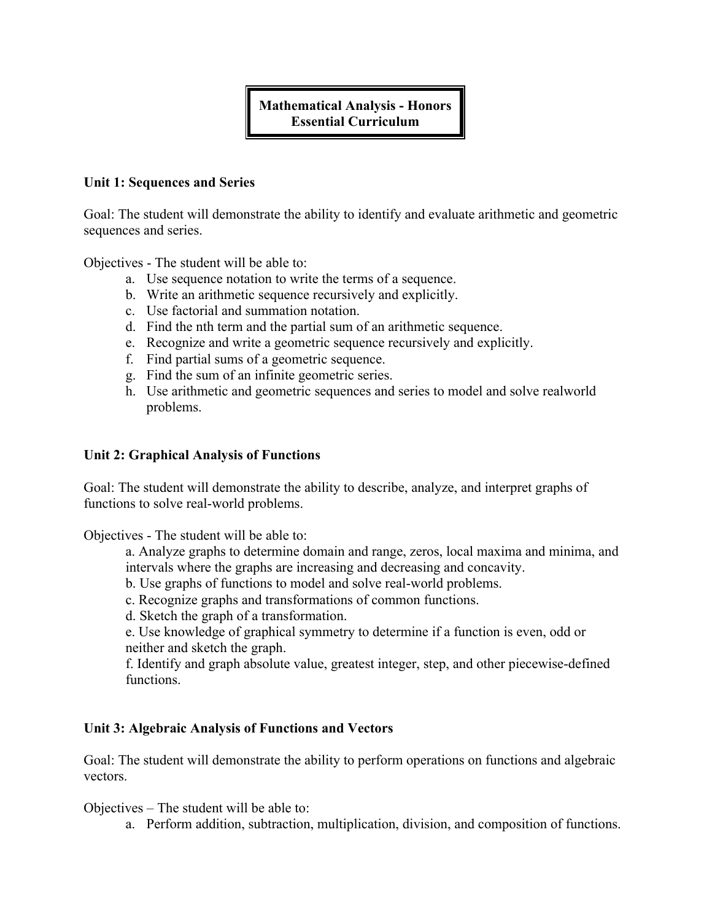# Mathematical Analysis - Honors
# Essential Curriculum

## Unit 1: Sequences and Series

Goal: The student will demonstrate the ability to identify and evaluate arithmetic and geometric sequences and series.

Objectives - The student will be able to:

a. Use sequence notation to write the terms of a sequence.
b. Write an arithmetic sequence recursively and explicitly.
c. Use factorial and summation notation.
d. Find the nth term and the partial sum of an arithmetic sequence.
e. Recognize and write a geometric sequence recursively and explicitly.
f. Find partial sums of a geometric sequence.
g. Find the sum of an infinite geometric series.
h. Use arithmetic and geometric sequences and series to model and solve realworld problems.

## Unit 2: Graphical Analysis of Functions

Goal: The student will demonstrate the ability to describe, analyze, and interpret graphs of functions to solve real-world problems.

Objectives - The student will be able to:

a. Analyze graphs to determine domain and range, zeros, local maxima and minima, and intervals where the graphs are increasing and decreasing and concavity.
b. Use graphs of functions to model and solve real-world problems.
c. Recognize graphs and transformations of common functions.
d. Sketch the graph of a transformation.
e. Use knowledge of graphical symmetry to determine if a function is even, odd or neither and sketch the graph.
f. Identify and graph absolute value, greatest integer, step, and other piecewise-defined functions.

## Unit 3: Algebraic Analysis of Functions and Vectors

Goal: The student will demonstrate the ability to perform operations on functions and algebraic vectors.

Objectives – The student will be able to:

a. Perform addition, subtraction, multiplication, division, and composition of functions.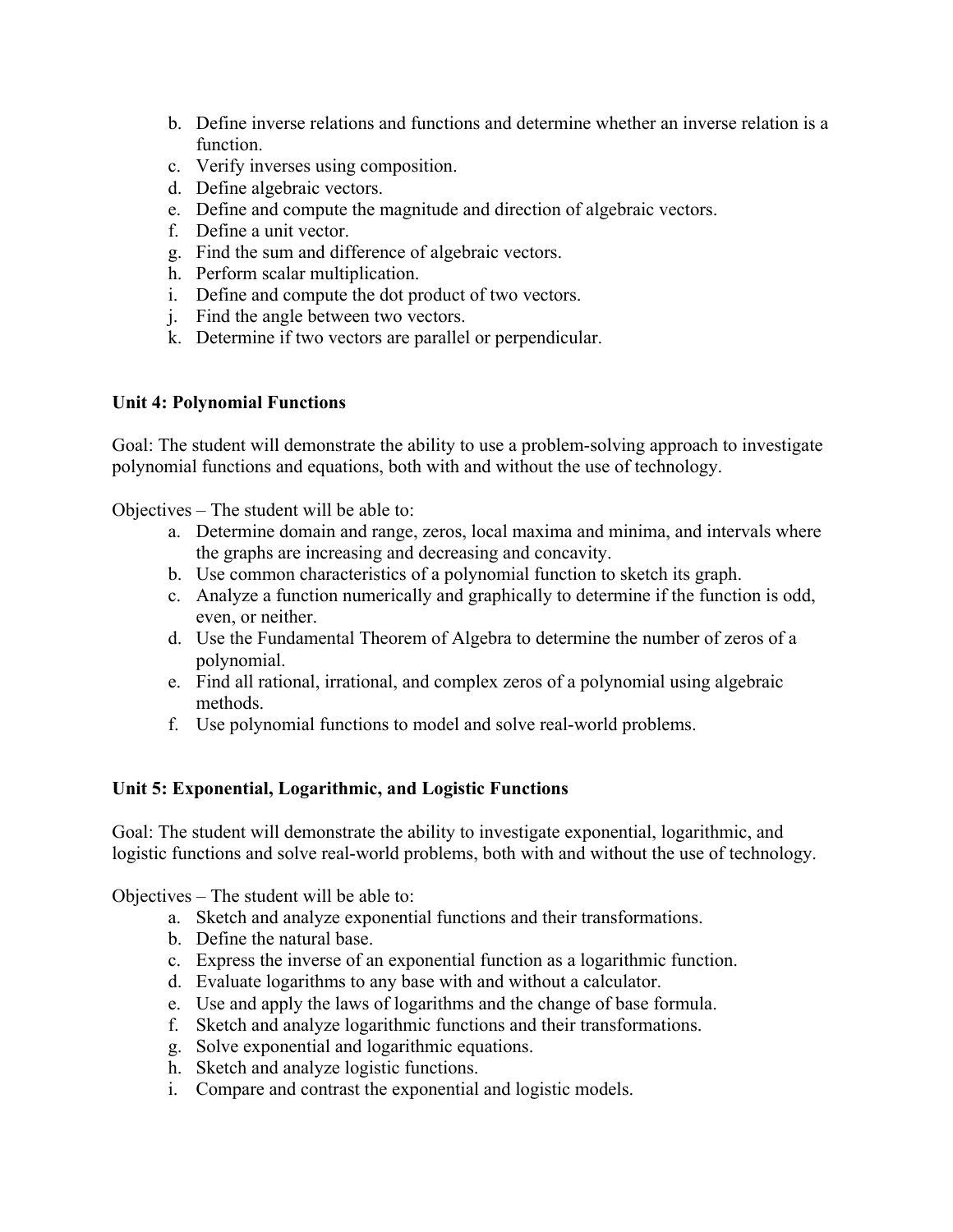b. Define inverse relations and functions and determine whether an inverse relation is a function.
c. Verify inverses using composition.
d. Define algebraic vectors.
e. Define and compute the magnitude and direction of algebraic vectors.
f. Define a unit vector.
g. Find the sum and difference of algebraic vectors.
h. Perform scalar multiplication.
i. Define and compute the dot product of two vectors.
j. Find the angle between two vectors.
k. Determine if two vectors are parallel or perpendicular.

**Unit 4: Polynomial Functions**

Goal: The student will demonstrate the ability to use a problem-solving approach to investigate polynomial functions and equations, both with and without the use of technology.

Objectives – The student will be able to:

a. Determine domain and range, zeros, local maxima and minima, and intervals where the graphs are increasing and decreasing and concavity.
b. Use common characteristics of a polynomial function to sketch its graph.
c. Analyze a function numerically and graphically to determine if the function is odd, even, or neither.
d. Use the Fundamental Theorem of Algebra to determine the number of zeros of a polynomial.
e. Find all rational, irrational, and complex zeros of a polynomial using algebraic methods.
f. Use polynomial functions to model and solve real-world problems.

**Unit 5: Exponential, Logarithmic, and Logistic Functions**

Goal: The student will demonstrate the ability to investigate exponential, logarithmic, and logistic functions and solve real-world problems, both with and without the use of technology.

Objectives – The student will be able to:

a. Sketch and analyze exponential functions and their transformations.
b. Define the natural base.
c. Express the inverse of an exponential function as a logarithmic function.
d. Evaluate logarithms to any base with and without a calculator.
e. Use and apply the laws of logarithms and the change of base formula.
f. Sketch and analyze logarithmic functions and their transformations.
g. Solve exponential and logarithmic equations.
h. Sketch and analyze logistic functions.
i. Compare and contrast the exponential and logistic models.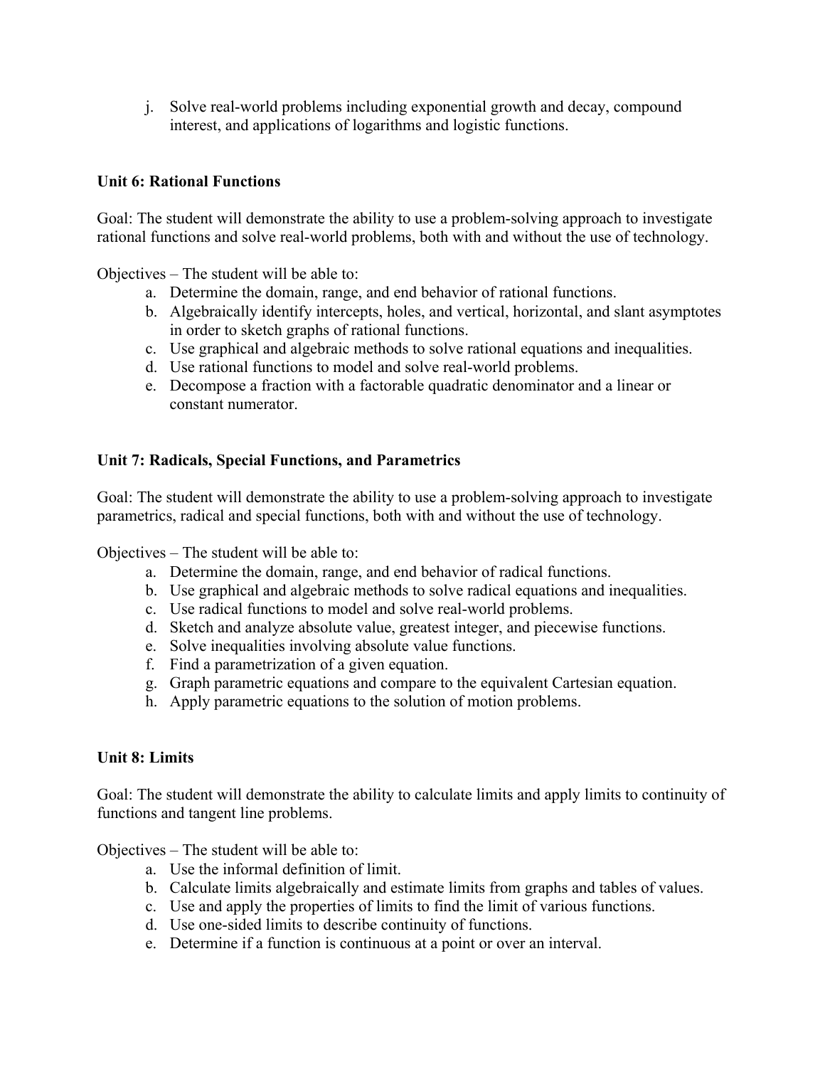j. Solve real-world problems including exponential growth and decay, compound interest, and applications of logarithms and logistic functions.

**Unit 6: Rational Functions**

Goal: The student will demonstrate the ability to use a problem-solving approach to investigate rational functions and solve real-world problems, both with and without the use of technology.

Objectives – The student will be able to:

a. Determine the domain, range, and end behavior of rational functions.
b. Algebraically identify intercepts, holes, and vertical, horizontal, and slant asymptotes in order to sketch graphs of rational functions.
c. Use graphical and algebraic methods to solve rational equations and inequalities.
d. Use rational functions to model and solve real-world problems.
e. Decompose a fraction with a factorable quadratic denominator and a linear or constant numerator.

**Unit 7: Radicals, Special Functions, and Parametrics**

Goal: The student will demonstrate the ability to use a problem-solving approach to investigate parametrics, radical and special functions, both with and without the use of technology.

Objectives – The student will be able to:

a. Determine the domain, range, and end behavior of radical functions.
b. Use graphical and algebraic methods to solve radical equations and inequalities.
c. Use radical functions to model and solve real-world problems.
d. Sketch and analyze absolute value, greatest integer, and piecewise functions.
e. Solve inequalities involving absolute value functions.
f. Find a parametrization of a given equation.
g. Graph parametric equations and compare to the equivalent Cartesian equation.
h. Apply parametric equations to the solution of motion problems.

**Unit 8: Limits**

Goal: The student will demonstrate the ability to calculate limits and apply limits to continuity of functions and tangent line problems.

Objectives – The student will be able to:

a. Use the informal definition of limit.
b. Calculate limits algebraically and estimate limits from graphs and tables of values.
c. Use and apply the properties of limits to find the limit of various functions.
d. Use one-sided limits to describe continuity of functions.
e. Determine if a function is continuous at a point or over an interval.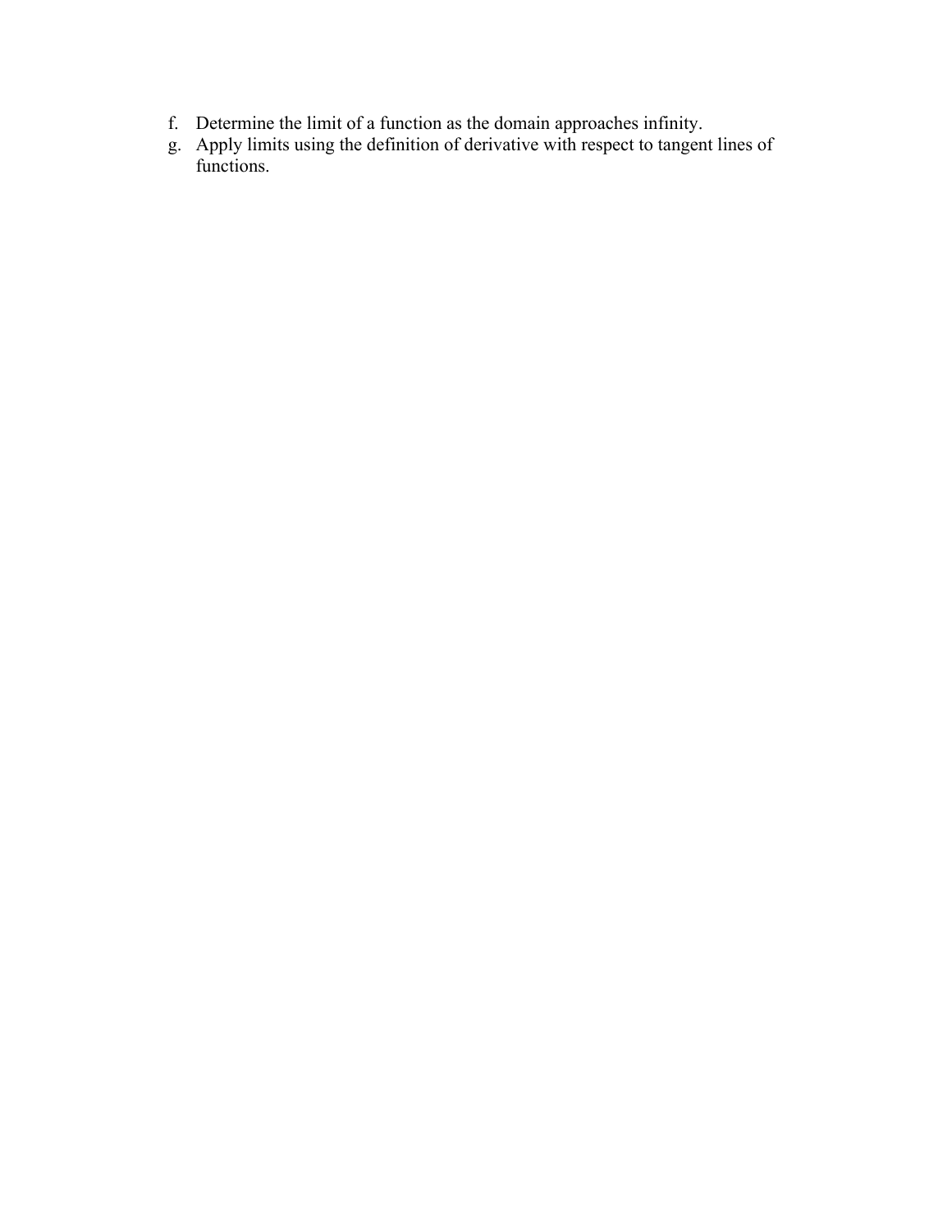f. Determine the limit of a function as the domain approaches infinity.
g. Apply limits using the definition of derivative with respect to tangent lines of functions.